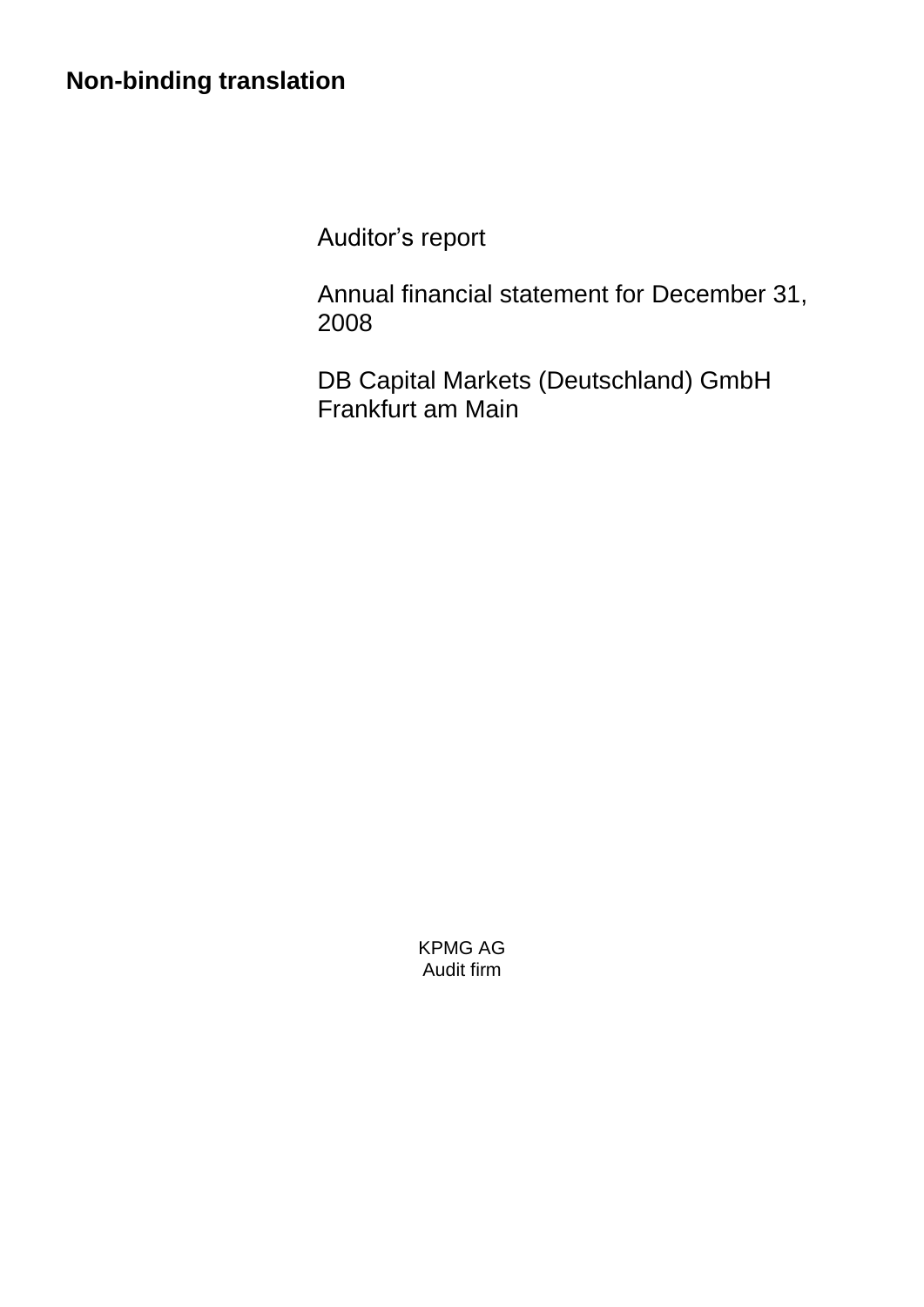**Non-binding translation**

# Auditor’s report

Annual financial statement for December 31, 2008

DB Capital Markets (Deutschland) GmbH
Frankfurt am Main

KPMG AG
Audit firm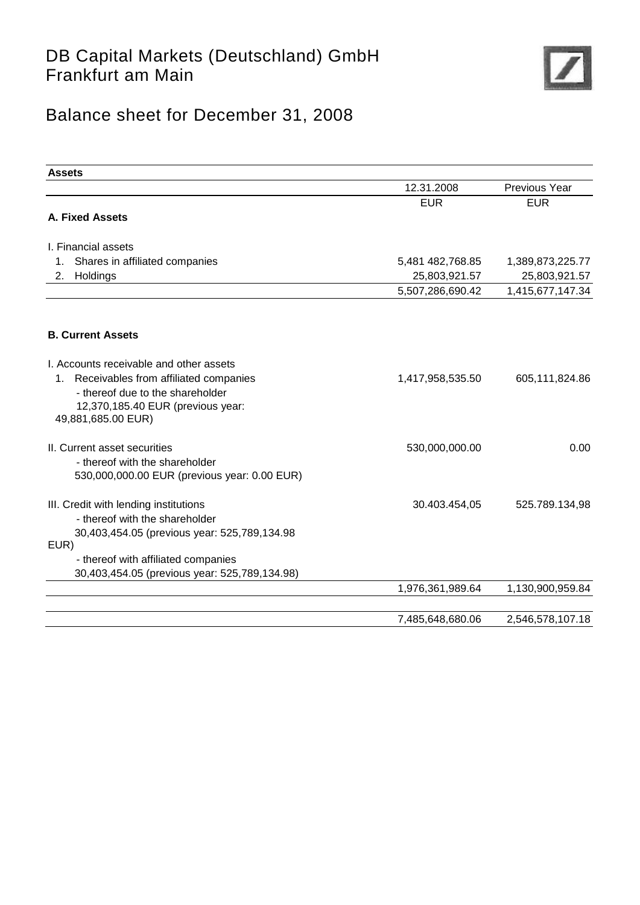# DB Capital Markets (Deutschland) GmbH
# Frankfurt am Main

## Balance sheet for December 31, 2008

| **Assets** | | |
|---|---|---|
| | 12.31.2008 | Previous Year |
| | EUR | EUR |
| **A. Fixed Assets** | | |
| I. Financial assets | | |
| 1. Shares in affiliated companies | 5,481 482,768.85 | 1,389,873,225.77 |
| 2. Holdings | 25,803,921.57 | 25,803,921.57 |
| | 5,507,286,690.42 | 1,415,677,147.34 |
| **B. Current Assets** | | |
| I. Accounts receivable and other assets | | |
| 1. Receivables from affiliated companies<br>- thereof due to the shareholder<br>12,370,185.40 EUR (previous year: 49,881,685.00 EUR) | 1,417,958,535.50 | 605,111,824.86 |
| II. Current asset securities<br>- thereof with the shareholder<br>530,000,000.00 EUR (previous year: 0.00 EUR) | 530,000,000.00 | 0.00 |
| III. Credit with lending institutions<br>- thereof with the shareholder<br>30,403,454.05 (previous year: 525,789,134.98 EUR)<br>- thereof with affiliated companies<br>30,403,454.05 (previous year: 525,789,134.98) | 30.403.454,05 | 525.789.134,98 |
| | 1,976,361,989.64 | 1,130,900,959.84 |
| | 7,485,648,680.06 | 2,546,578,107.18 |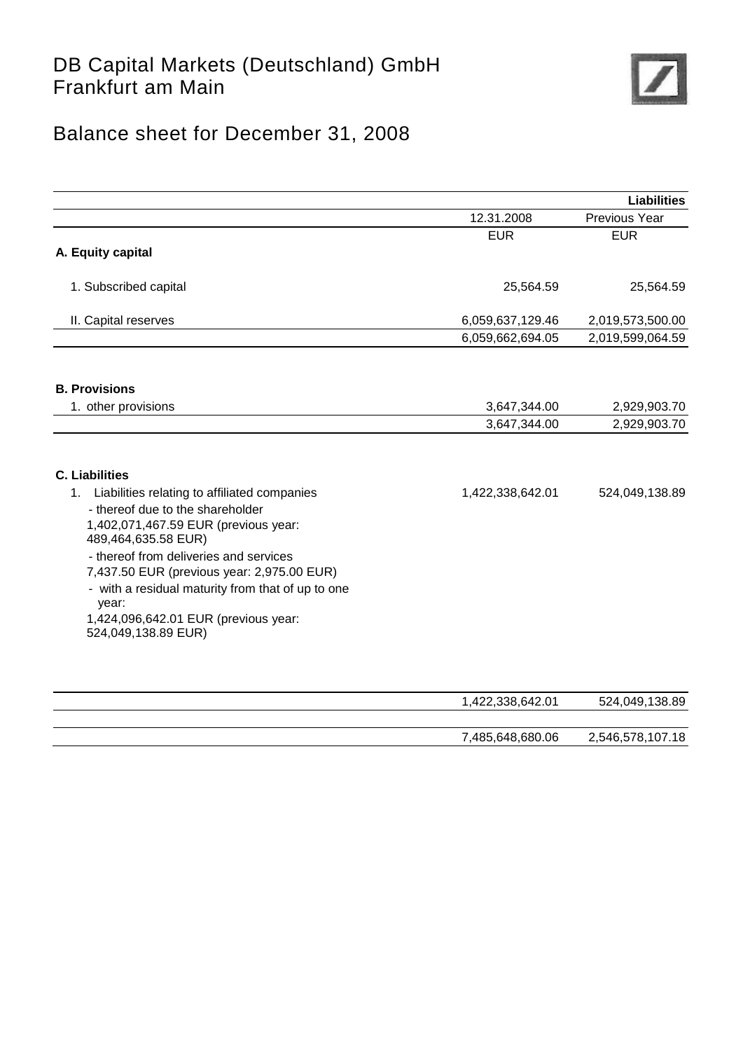# DB Capital Markets (Deutschland) GmbH
Frankfurt am Main

## Balance sheet for December 31, 2008

| | | **Liabilities** |
|---|---|---|
| | 12.31.2008 | Previous Year |
| | EUR | EUR |
| **A. Equity capital** | | |
| 1. Subscribed capital | 25,564.59 | 25,564.59 |
| II. Capital reserves | 6,059,637,129.46 | 2,019,573,500.00 |
| | 6,059,662,694.05 | 2,019,599,064.59 |
| **B. Provisions** | | |
| 1. other provisions | 3,647,344.00 | 2,929,903.70 |
| | 3,647,344.00 | 2,929,903.70 |
| **C. Liabilities** | | |
| 1. Liabilities relating to affiliated companies<br>- thereof due to the shareholder 1,402,071,467.59 EUR (previous year: 489,464,635.58 EUR)<br>- thereof from deliveries and services 7,437.50 EUR (previous year: 2,975.00 EUR)<br>- with a residual maturity from that of up to one year: 1,424,096,642.01 EUR (previous year: 524,049,138.89 EUR) | 1,422,338,642.01 | 524,049,138.89 |
| | 1,422,338,642.01 | 524,049,138.89 |
| | 7,485,648,680.06 | 2,546,578,107.18 |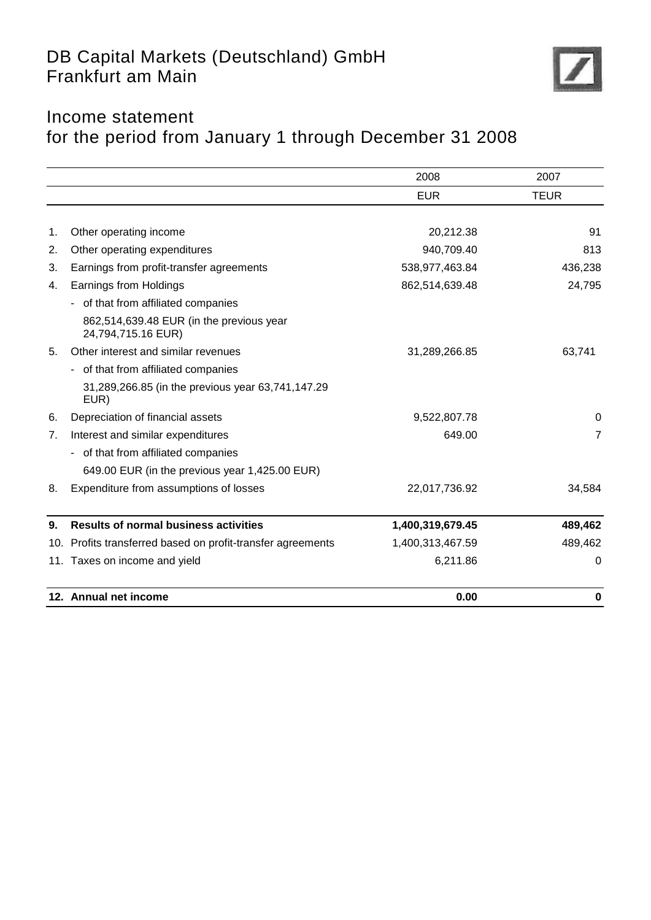# DB Capital Markets (Deutschland) GmbH
Frankfurt am Main

## Income statement
for the period from January 1 through December 31 2008

| | | 2008 | 2007 |
|---|---|---|---|
| | | EUR | TEUR |
| 1. | Other operating income | 20,212.38 | 91 |
| 2. | Other operating expenditures | 940,709.40 | 813 |
| 3. | Earnings from profit-transfer agreements | 538,977,463.84 | 436,238 |
| 4. | Earnings from Holdings | 862,514,639.48 | 24,795 |
| | - of that from affiliated companies | | |
| | 862,514,639.48 EUR (in the previous year 24,794,715.16 EUR) | | |
| 5. | Other interest and similar revenues | 31,289,266.85 | 63,741 |
| | - of that from affiliated companies | | |
| | 31,289,266.85 (in the previous year 63,741,147.29 EUR) | | |
| 6. | Depreciation of financial assets | 9,522,807.78 | 0 |
| 7. | Interest and similar expenditures | 649.00 | 7 |
| | - of that from affiliated companies | | |
| | 649.00 EUR (in the previous year 1,425.00 EUR) | | |
| 8. | Expenditure from assumptions of losses | 22,017,736.92 | 34,584 |
| **9.** | **Results of normal business activities** | **1,400,319,679.45** | **489,462** |
| 10. | Profits transferred based on profit-transfer agreements | 1,400,313,467.59 | 489,462 |
| 11. | Taxes on income and yield | 6,211.86 | 0 |
| **12.** | **Annual net income** | **0.00** | **0** |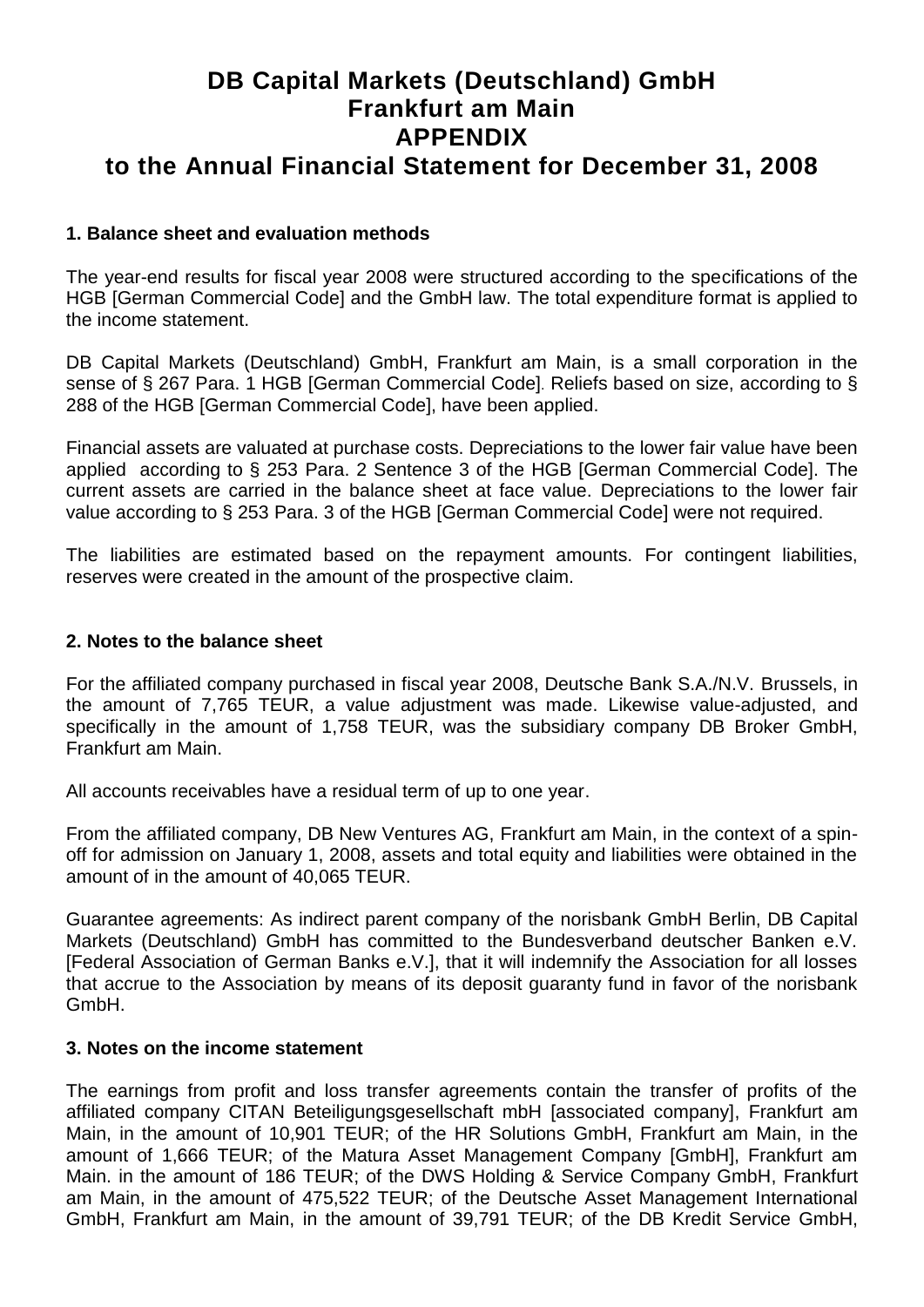# DB Capital Markets (Deutschland) GmbH
# Frankfurt am Main
# APPENDIX
# to the Annual Financial Statement for December 31, 2008

### 1. Balance sheet and evaluation methods

The year-end results for fiscal year 2008 were structured according to the specifications of the HGB [German Commercial Code] and the GmbH law. The total expenditure format is applied to the income statement.

DB Capital Markets (Deutschland) GmbH, Frankfurt am Main, is a small corporation in the sense of § 267 Para. 1 HGB [German Commercial Code]. Reliefs based on size, according to § 288 of the HGB [German Commercial Code], have been applied.

Financial assets are valuated at purchase costs. Depreciations to the lower fair value have been applied according to § 253 Para. 2 Sentence 3 of the HGB [German Commercial Code]. The current assets are carried in the balance sheet at face value. Depreciations to the lower fair value according to § 253 Para. 3 of the HGB [German Commercial Code] were not required.

The liabilities are estimated based on the repayment amounts. For contingent liabilities, reserves were created in the amount of the prospective claim.

### 2. Notes to the balance sheet

For the affiliated company purchased in fiscal year 2008, Deutsche Bank S.A./N.V. Brussels, in the amount of 7,765 TEUR, a value adjustment was made. Likewise value-adjusted, and specifically in the amount of 1,758 TEUR, was the subsidiary company DB Broker GmbH, Frankfurt am Main.

All accounts receivables have a residual term of up to one year.

From the affiliated company, DB New Ventures AG, Frankfurt am Main, in the context of a spin-off for admission on January 1, 2008, assets and total equity and liabilities were obtained in the amount of in the amount of 40,065 TEUR.

Guarantee agreements: As indirect parent company of the norisbank GmbH Berlin, DB Capital Markets (Deutschland) GmbH has committed to the Bundesverband deutscher Banken e.V. [Federal Association of German Banks e.V.], that it will indemnify the Association for all losses that accrue to the Association by means of its deposit guaranty fund in favor of the norisbank GmbH.

### 3. Notes on the income statement

The earnings from profit and loss transfer agreements contain the transfer of profits of the affiliated company CITAN Beteiligungsgesellschaft mbH [associated company], Frankfurt am Main, in the amount of 10,901 TEUR; of the HR Solutions GmbH, Frankfurt am Main, in the amount of 1,666 TEUR; of the Matura Asset Management Company [GmbH], Frankfurt am Main. in the amount of 186 TEUR; of the DWS Holding & Service Company GmbH, Frankfurt am Main, in the amount of 475,522 TEUR; of the Deutsche Asset Management International GmbH, Frankfurt am Main, in the amount of 39,791 TEUR; of the DB Kredit Service GmbH,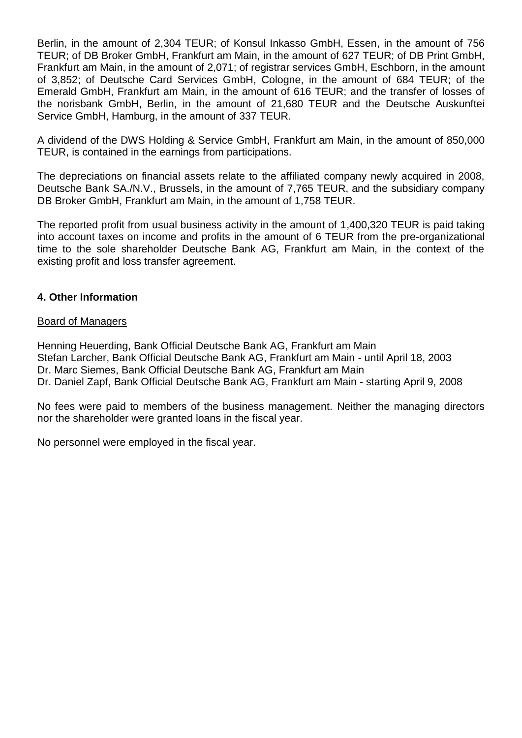Berlin, in the amount of 2,304 TEUR; of Konsul Inkasso GmbH, Essen, in the amount of 756 TEUR; of DB Broker GmbH, Frankfurt am Main, in the amount of 627 TEUR; of DB Print GmbH, Frankfurt am Main, in the amount of 2,071; of registrar services GmbH, Eschborn, in the amount of 3,852; of Deutsche Card Services GmbH, Cologne, in the amount of 684 TEUR; of the Emerald GmbH, Frankfurt am Main, in the amount of 616 TEUR; and the transfer of losses of the norisbank GmbH, Berlin, in the amount of 21,680 TEUR and the Deutsche Auskunftei Service GmbH, Hamburg, in the amount of 337 TEUR.

A dividend of the DWS Holding & Service GmbH, Frankfurt am Main, in the amount of 850,000 TEUR, is contained in the earnings from participations.

The depreciations on financial assets relate to the affiliated company newly acquired in 2008, Deutsche Bank SA./N.V., Brussels, in the amount of 7,765 TEUR, and the subsidiary company DB Broker GmbH, Frankfurt am Main, in the amount of 1,758 TEUR.

The reported profit from usual business activity in the amount of 1,400,320 TEUR is paid taking into account taxes on income and profits in the amount of 6 TEUR from the pre-organizational time to the sole shareholder Deutsche Bank AG, Frankfurt am Main, in the context of the existing profit and loss transfer agreement.

**4. Other Information**

Board of Managers

Henning Heuerding, Bank Official Deutsche Bank AG, Frankfurt am Main
Stefan Larcher, Bank Official Deutsche Bank AG, Frankfurt am Main - until April 18, 2003
Dr. Marc Siemes, Bank Official Deutsche Bank AG, Frankfurt am Main
Dr. Daniel Zapf, Bank Official Deutsche Bank AG, Frankfurt am Main - starting April 9, 2008

No fees were paid to members of the business management. Neither the managing directors nor the shareholder were granted loans in the fiscal year.

No personnel were employed in the fiscal year.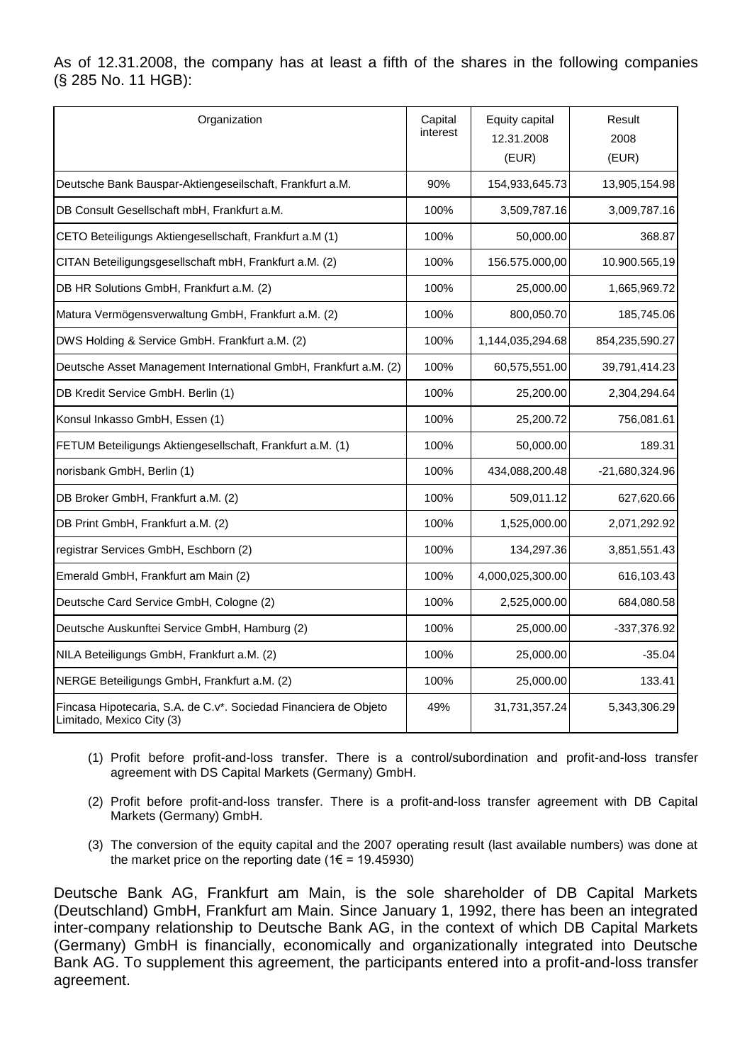As of 12.31.2008, the company has at least a fifth of the shares in the following companies (§ 285 No. 11 HGB):

| Organization | Capital interest | Equity capital 12.31.2008 (EUR) | Result 2008 (EUR) |
|---|---|---|---|
| Deutsche Bank Bauspar-Aktiengeseilschaft, Frankfurt a.M. | 90% | 154,933,645.73 | 13,905,154.98 |
| DB Consult Gesellschaft mbH, Frankfurt a.M. | 100% | 3,509,787.16 | 3,009,787.16 |
| CETO Beteiligungs Aktiengesellschaft, Frankfurt a.M (1) | 100% | 50,000.00 | 368.87 |
| CITAN Beteiligungsgesellschaft mbH, Frankfurt a.M. (2) | 100% | 156.575.000,00 | 10.900.565,19 |
| DB HR Solutions GmbH, Frankfurt a.M. (2) | 100% | 25,000.00 | 1,665,969.72 |
| Matura Vermögensverwaltung GmbH, Frankfurt a.M. (2) | 100% | 800,050.70 | 185,745.06 |
| DWS Holding & Service GmbH. Frankfurt a.M. (2) | 100% | 1,144,035,294.68 | 854,235,590.27 |
| Deutsche Asset Management International GmbH, Frankfurt a.M. (2) | 100% | 60,575,551.00 | 39,791,414.23 |
| DB Kredit Service GmbH. Berlin (1) | 100% | 25,200.00 | 2,304,294.64 |
| Konsul Inkasso GmbH, Essen (1) | 100% | 25,200.72 | 756,081.61 |
| FETUM Beteiligungs Aktiengesellschaft, Frankfurt a.M. (1) | 100% | 50,000.00 | 189.31 |
| norisbank GmbH, Berlin (1) | 100% | 434,088,200.48 | -21,680,324.96 |
| DB Broker GmbH, Frankfurt a.M. (2) | 100% | 509,011.12 | 627,620.66 |
| DB Print GmbH, Frankfurt a.M. (2) | 100% | 1,525,000.00 | 2,071,292.92 |
| registrar Services GmbH, Eschborn (2) | 100% | 134,297.36 | 3,851,551.43 |
| Emerald GmbH, Frankfurt am Main (2) | 100% | 4,000,025,300.00 | 616,103.43 |
| Deutsche Card Service GmbH, Cologne (2) | 100% | 2,525,000.00 | 684,080.58 |
| Deutsche Auskunftei Service GmbH, Hamburg (2) | 100% | 25,000.00 | -337,376.92 |
| NILA Beteiligungs GmbH, Frankfurt a.M. (2) | 100% | 25,000.00 | -35.04 |
| NERGE Beteiligungs GmbH, Frankfurt a.M. (2) | 100% | 25,000.00 | 133.41 |
| Fincasa Hipotecaria, S.A. de C.v*. Sociedad Financiera de Objeto Limitado, Mexico City (3) | 49% | 31,731,357.24 | 5,343,306.29 |

(1) Profit before profit-and-loss transfer. There is a control/subordination and profit-and-loss transfer agreement with DS Capital Markets (Germany) GmbH.

(2) Profit before profit-and-loss transfer. There is a profit-and-loss transfer agreement with DB Capital Markets (Germany) GmbH.

(3) The conversion of the equity capital and the 2007 operating result (last available numbers) was done at the market price on the reporting date (1€ = 19.45930)

Deutsche Bank AG, Frankfurt am Main, is the sole shareholder of DB Capital Markets (Deutschland) GmbH, Frankfurt am Main. Since January 1, 1992, there has been an integrated inter-company relationship to Deutsche Bank AG, in the context of which DB Capital Markets (Germany) GmbH is financially, economically and organizationally integrated into Deutsche Bank AG. To supplement this agreement, the participants entered into a profit-and-loss transfer agreement.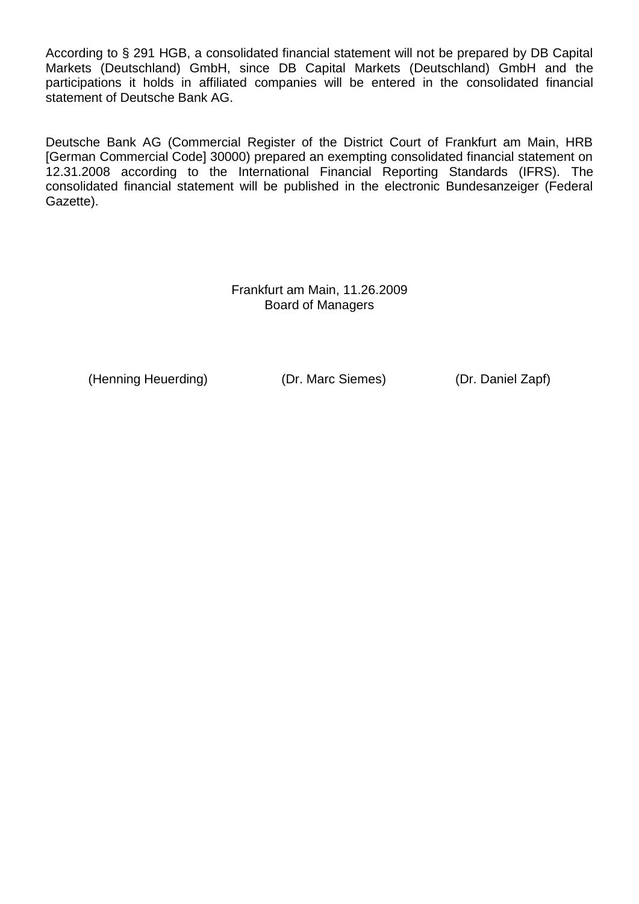According to § 291 HGB, a consolidated financial statement will not be prepared by DB Capital Markets (Deutschland) GmbH, since DB Capital Markets (Deutschland) GmbH and the participations it holds in affiliated companies will be entered in the consolidated financial statement of Deutsche Bank AG.

Deutsche Bank AG (Commercial Register of the District Court of Frankfurt am Main, HRB [German Commercial Code] 30000) prepared an exempting consolidated financial statement on 12.31.2008 according to the International Financial Reporting Standards (IFRS). The consolidated financial statement will be published in the electronic Bundesanzeiger (Federal Gazette).

Frankfurt am Main, 11.26.2009
Board of Managers

(Henning Heuerding) (Dr. Marc Siemes) (Dr. Daniel Zapf)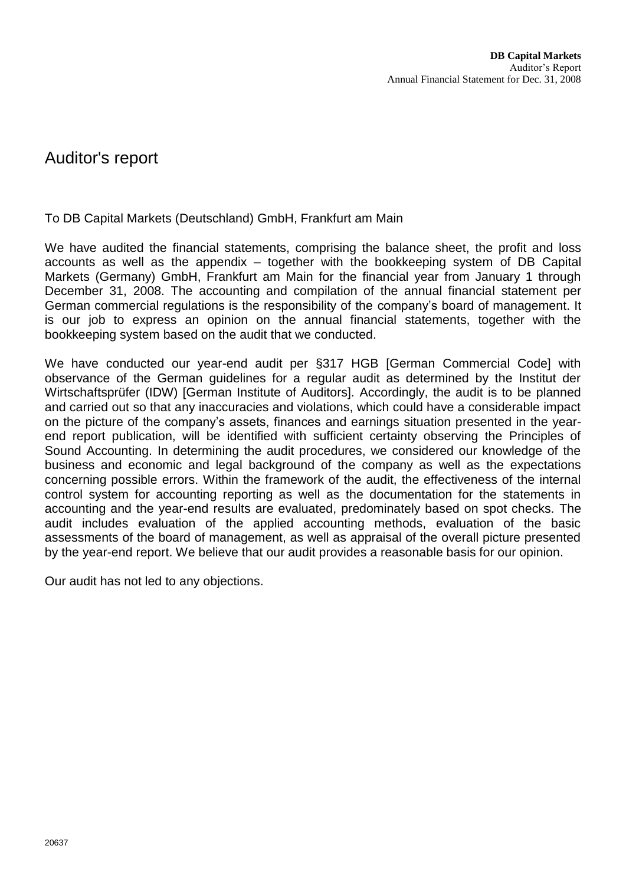# Auditor's report

To DB Capital Markets (Deutschland) GmbH, Frankfurt am Main

We have audited the financial statements, comprising the balance sheet, the profit and loss accounts as well as the appendix – together with the bookkeeping system of DB Capital Markets (Germany) GmbH, Frankfurt am Main for the financial year from January 1 through December 31, 2008. The accounting and compilation of the annual financial statement per German commercial regulations is the responsibility of the company's board of management. It is our job to express an opinion on the annual financial statements, together with the bookkeeping system based on the audit that we conducted.

We have conducted our year-end audit per §317 HGB [German Commercial Code] with observance of the German guidelines for a regular audit as determined by the Institut der Wirtschaftsprüfer (IDW) [German Institute of Auditors]. Accordingly, the audit is to be planned and carried out so that any inaccuracies and violations, which could have a considerable impact on the picture of the company's assets, finances and earnings situation presented in the year-end report publication, will be identified with sufficient certainty observing the Principles of Sound Accounting. In determining the audit procedures, we considered our knowledge of the business and economic and legal background of the company as well as the expectations concerning possible errors. Within the framework of the audit, the effectiveness of the internal control system for accounting reporting as well as the documentation for the statements in accounting and the year-end results are evaluated, predominately based on spot checks. The audit includes evaluation of the applied accounting methods, evaluation of the basic assessments of the board of management, as well as appraisal of the overall picture presented by the year-end report. We believe that our audit provides a reasonable basis for our opinion.

Our audit has not led to any objections.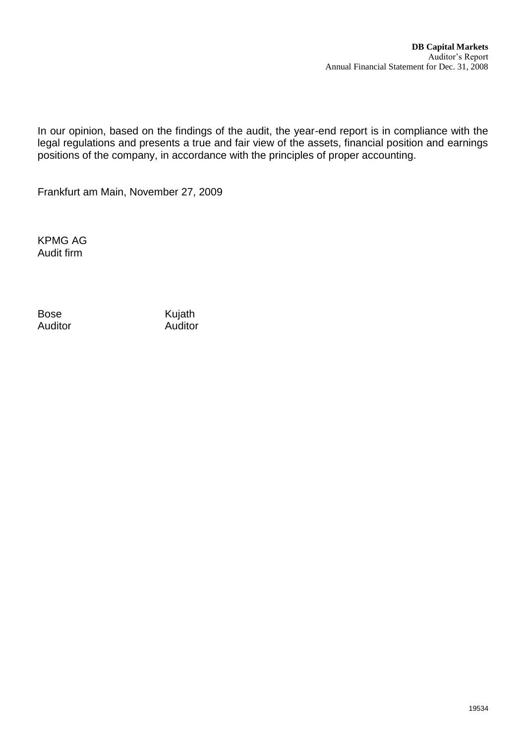In our opinion, based on the findings of the audit, the year-end report is in compliance with the legal regulations and presents a true and fair view of the assets, financial position and earnings positions of the company, in accordance with the principles of proper accounting.

Frankfurt am Main, November 27, 2009

KPMG AG
Audit firm

| | |
|---|---|
| Bose | Kujath |
| Auditor | Auditor |

19534